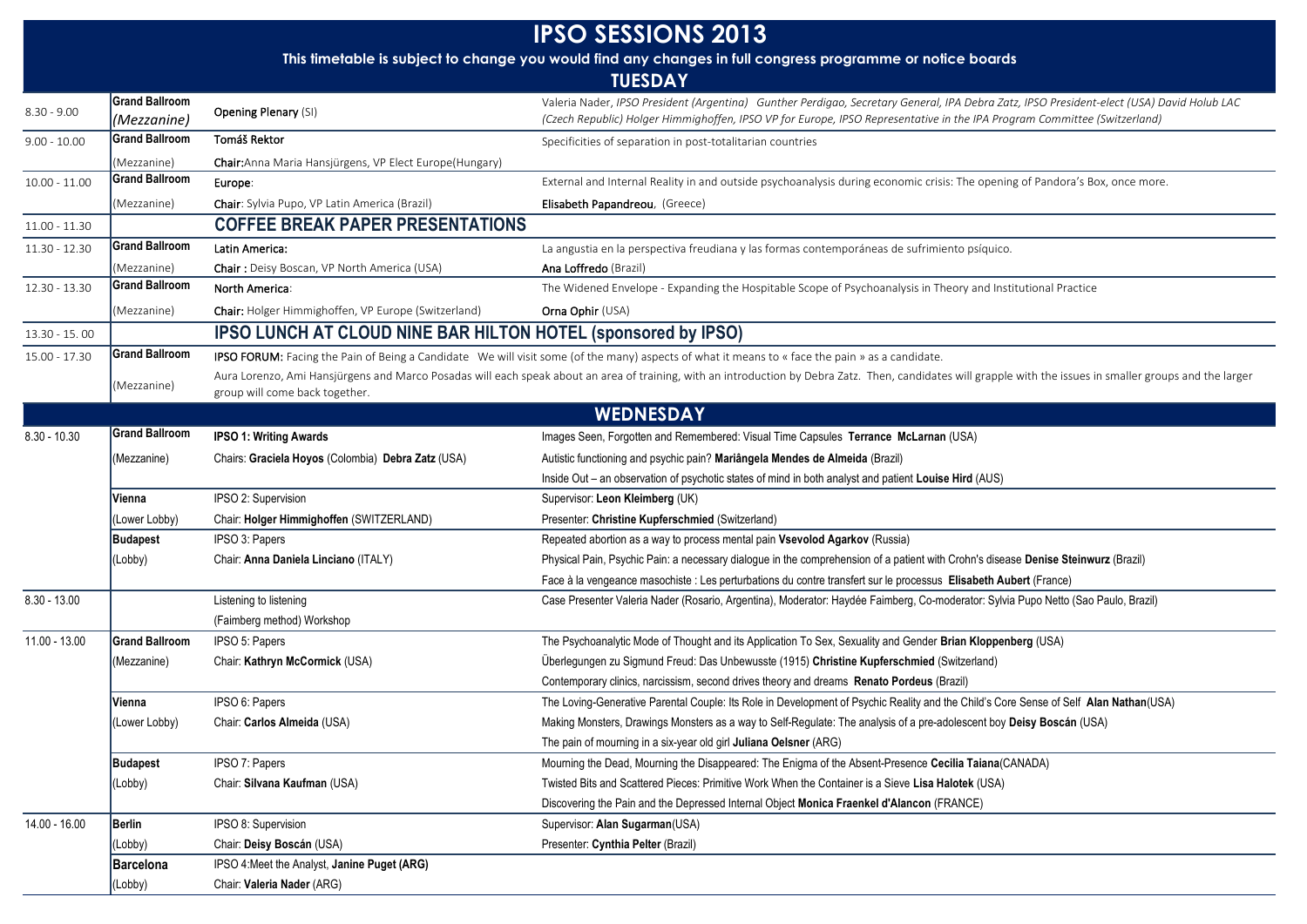# IPSO SESSIONS 2013

**This timetable is subject to change you would find any changes in full congress programme or notice boards**

## TUESDAY

| Time | Room | Session | Details |
|---|---|---|---|
| 8.30 - 9.00 | **Grand Ballroom** *(Mezzanine)* | **Opening Plenary** (SI) | Valeria Nader, *IPSO President (Argentina)* Gunther Perdigao, *Secretary General, IPA* Debra Zatz, *IPSO President-elect (USA)* David Holub *LAC (Czech Republic)* Holger Himmighoffen, *IPSO VP for Europe, IPSO Representative in the IPA Program Committee (Switzerland)* |
| 9.00 - 10.00 | **Grand Ballroom** (Mezzanine) | **Tomáš Rektor** **Chair:** Anna Maria Hansjürgens, VP Elect Europe(Hungary) | Specificities of separation in post-totalitarian countries |
| 10.00 - 11.00 | **Grand Ballroom** (Mezzanine) | **Europe**: **Chair**: Sylvia Pupo, VP Latin America (Brazil) | External and Internal Reality in and outside psychoanalysis during economic crisis: The opening of Pandora's Box, once more. **Elisabeth Papandreou**, (Greece) |
| 11.00 - 11.30 | | **COFFEE BREAK PAPER PRESENTATIONS** | |
| 11.30 - 12.30 | **Grand Ballroom** (Mezzanine) | **Latin America:** **Chair :** Deisy Boscan, VP North America (USA) | La angustia en la perspectiva freudiana y las formas contemporáneas de sufrimiento psíquico. **Ana Loffredo** (Brazil) |
| 12.30 - 13.30 | **Grand Ballroom** (Mezzanine) | **North America**: **Chair:** Holger Himmighoffen, VP Europe (Switzerland) | The Widened Envelope - Expanding the Hospitable Scope of Psychoanalysis in Theory and Institutional Practice **Orna Ophir** (USA) |
| 13.30 - 15. 00 | | **IPSO LUNCH AT CLOUD NINE BAR HILTON HOTEL (sponsored by IPSO)** | |
| 15.00 - 17.30 | **Grand Ballroom** (Mezzanine) | **IPSO FORUM:** Facing the Pain of Being a Candidate We will visit some (of the many) aspects of what it means to « face the pain » as a candidate. Aura Lorenzo, Ami Hansjürgens and Marco Posadas will each speak about an area of training, with an introduction by Debra Zatz. Then, candidates will grapple with the issues in smaller groups and the larger group will come back together. | |

## WEDNESDAY

| Time | Room | Session | Details |
|---|---|---|---|
| 8.30 - 10.30 | **Grand Ballroom** (Mezzanine) | **IPSO 1: Writing Awards** Chairs: **Graciela Hoyos** (Colombia) **Debra Zatz** (USA) | Images Seen, Forgotten and Remembered: Visual Time Capsules **Terrance McLarnan** (USA) |
| | | | Autistic functioning and psychic pain? **Mariângela Mendes de Almeida** (Brazil) |
| | | | Inside Out – an observation of psychotic states of mind in both analyst and patient **Louise Hird** (AUS) |
| | **Vienna** (Lower Lobby) | IPSO 2: Supervision Chair: **Holger Himmighoffen** (SWITZERLAND) | Supervisor: **Leon Kleimberg** (UK) Presenter: **Christine Kupferschmied** (Switzerland) |
| | **Budapest** (Lobby) | IPSO 3: Papers Chair: **Anna Daniela Linciano** (ITALY) | Repeated abortion as a way to process mental pain **Vsevolod Agarkov** (Russia) |
| | | | Physical Pain, Psychic Pain: a necessary dialogue in the comprehension of a patient with Crohn's disease **Denise Steinwurz** (Brazil) |
| | | | Face à la vengeance masochiste : Les perturbations du contre transfert sur le processus **Elisabeth Aubert** (France) |
| 8.30 - 13.00 | | Listening to listening (Faimberg method) Workshop | Case Presenter Valeria Nader (Rosario, Argentina), Moderator: Haydée Faimberg, Co-moderator: Sylvia Pupo Netto (Sao Paulo, Brazil) |
| 11.00 - 13.00 | **Grand Ballroom** (Mezzanine) | IPSO 5: Papers Chair: **Kathryn McCormick** (USA) | The Psychoanalytic Mode of Thought and its Application To Sex, Sexuality and Gender **Brian Kloppenberg** (USA) |
| | | | Überlegungen zu Sigmund Freud: Das Unbewusste (1915) **Christine Kupferschmied** (Switzerland) |
| | | | Contemporary clinics, narcissism, second drives theory and dreams **Renato Pordeus** (Brazil) |
| | **Vienna** (Lower Lobby) | IPSO 6: Papers Chair: **Carlos Almeida** (USA) | The Loving-Generative Parental Couple: Its Role in Development of Psychic Reality and the Child's Core Sense of Self **Alan Nathan**(USA) |
| | | | Making Monsters, Drawings Monsters as a way to Self-Regulate: The analysis of a pre-adolescent boy **Deisy Boscán** (USA) |
| | | | The pain of mourning in a six-year old girl **Juliana Oelsner** (ARG) |
| | **Budapest** (Lobby) | IPSO 7: Papers Chair: **Silvana Kaufman** (USA) | Mourning the Dead, Mourning the Disappeared: The Enigma of the Absent-Presence **Cecilia Taiana**(CANADA) |
| | | | Twisted Bits and Scattered Pieces: Primitive Work When the Container is a Sieve **Lisa Halotek** (USA) |
| | | | Discovering the Pain and the Depressed Internal Object **Monica Fraenkel d'Alancon** (FRANCE) |
| 14.00 - 16.00 | **Berlin** (Lobby) | IPSO 8: Supervision Chair: **Deisy Boscán** (USA) | Supervisor: **Alan Sugarman**(USA) Presenter: **Cynthia Pelter** (Brazil) |
| | **Barcelona** (Lobby) | IPSO 4:Meet the Analyst, **Janine Puget (ARG)** Chair: **Valeria Nader** (ARG) | |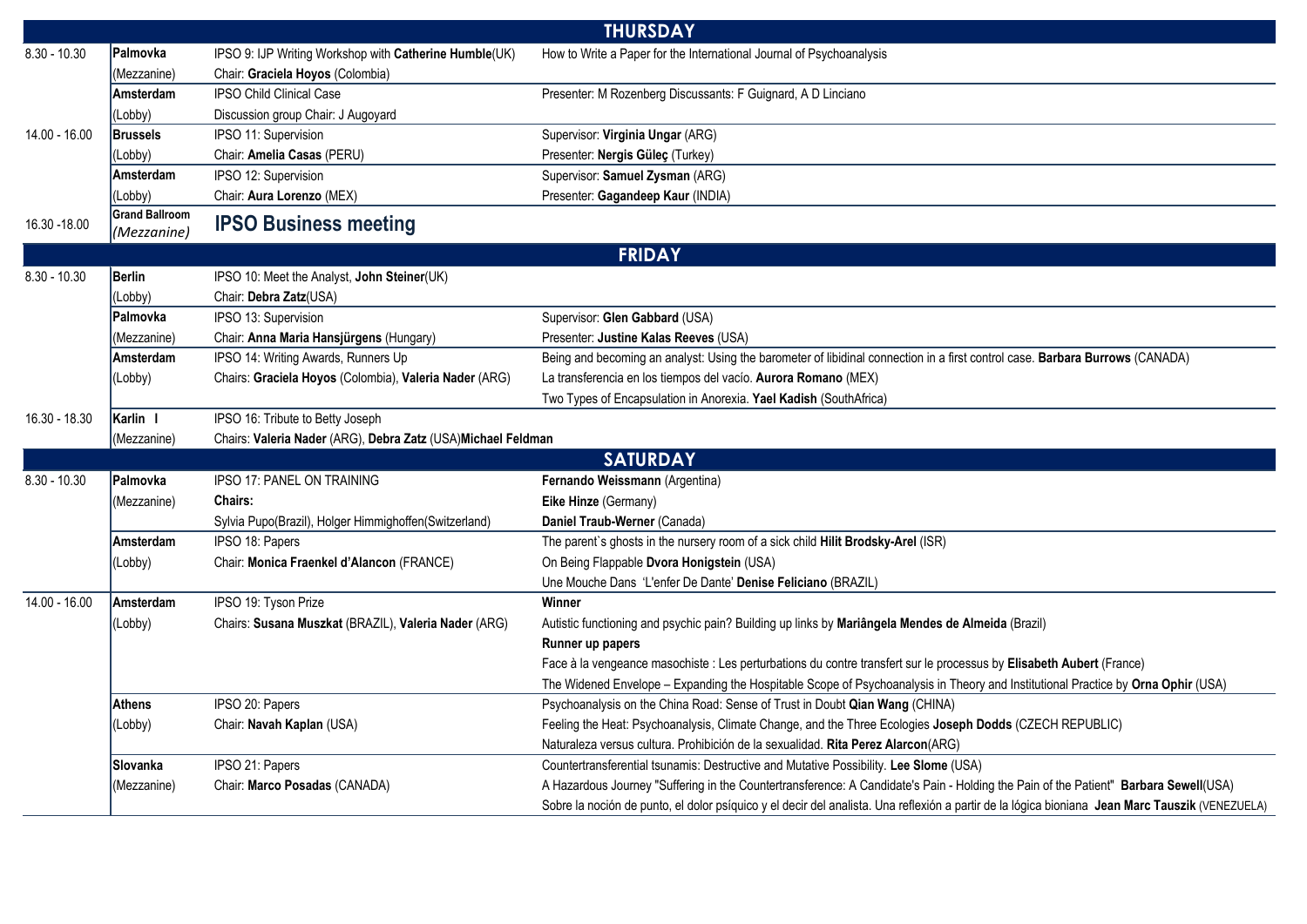## THURSDAY

| | | | |
|---|---|---|---|
| 8.30 - 10.30 | **Palmovka** (Mezzanine) | IPSO 9: IJP Writing Workshop with **Catherine Humble**(UK)<br>Chair: **Graciela Hoyos** (Colombia) | How to Write a Paper for the International Journal of Psychoanalysis |
| | **Amsterdam** (Lobby) | IPSO Child Clinical Case<br>Discussion group Chair: J Augoyard | Presenter: M Rozenberg Discussants: F Guignard, A D Linciano |
| 14.00 - 16.00 | **Brussels** (Lobby) | IPSO 11: Supervision<br>Chair: **Amelia Casas** (PERU) | Supervisor: **Virginia Ungar** (ARG)<br>Presenter: **Nergis Güleç** (Turkey) |
| | **Amsterdam** (Lobby) | IPSO 12: Supervision<br>Chair: **Aura Lorenzo** (MEX) | Supervisor: **Samuel Zysman** (ARG)<br>Presenter: **Gagandeep Kaur** (INDIA) |
| 16.30 -18.00 | **Grand Ballroom** *(Mezzanine)* | **IPSO Business meeting** | |

## FRIDAY

| | | | |
|---|---|---|---|
| 8.30 - 10.30 | **Berlin** (Lobby) | IPSO 10: Meet the Analyst, **John Steiner**(UK)<br>Chair: **Debra Zatz**(USA) | |
| | **Palmovka** (Mezzanine) | IPSO 13: Supervision<br>Chair: **Anna Maria Hansjürgens** (Hungary) | Supervisor: **Glen Gabbard** (USA)<br>Presenter: **Justine Kalas Reeves** (USA) |
| | **Amsterdam** (Lobby) | IPSO 14: Writing Awards, Runners Up<br>Chairs: **Graciela Hoyos** (Colombia), **Valeria Nader** (ARG) | Being and becoming an analyst: Using the barometer of libidinal connection in a first control case. **Barbara Burrows** (CANADA)<br>La transferencia en los tiempos del vacío. **Aurora Romano** (MEX)<br>Two Types of Encapsulation in Anorexia. **Yael Kadish** (SouthAfrica) |
| 16.30 - 18.30 | **Karlin I** (Mezzanine) | IPSO 16: Tribute to Betty Joseph<br>Chairs: **Valeria Nader** (ARG), **Debra Zatz** (USA)**Michael Feldman** | |

## SATURDAY

| | | | |
|---|---|---|---|
| 8.30 - 10.30 | **Palmovka** (Mezzanine) | IPSO 17: PANEL ON TRAINING<br>**Chairs:**<br>Sylvia Pupo(Brazil), Holger Himmighoffen(Switzerland) | **Fernando Weissmann** (Argentina)<br>**Eike Hinze** (Germany)<br>**Daniel Traub-Werner** (Canada) |
| | **Amsterdam** (Lobby) | IPSO 18: Papers<br>Chair: **Monica Fraenkel d'Alancon** (FRANCE) | The parent`s ghosts in the nursery room of a sick child **Hilit Brodsky-Arel** (ISR)<br>On Being Flappable **Dvora Honigstein** (USA)<br>Une Mouche Dans 'L'enfer De Dante' **Denise Feliciano** (BRAZIL) |
| 14.00 - 16.00 | **Amsterdam** (Lobby) | IPSO 19: Tyson Prize<br>Chairs: **Susana Muszkat** (BRAZIL), **Valeria Nader** (ARG) | **Winner**<br>Autistic functioning and psychic pain? Building up links by **Mariângela Mendes de Almeida** (Brazil)<br>**Runner up papers**<br>Face à la vengeance masochiste : Les perturbations du contre transfert sur le processus by **Elisabeth Aubert** (France)<br>The Widened Envelope – Expanding the Hospitable Scope of Psychoanalysis in Theory and Institutional Practice by **Orna Ophir** (USA) |
| | **Athens** (Lobby) | IPSO 20: Papers<br>Chair: **Navah Kaplan** (USA) | Psychoanalysis on the China Road: Sense of Trust in Doubt **Qian Wang** (CHINA)<br>Feeling the Heat: Psychoanalysis, Climate Change, and the Three Ecologies **Joseph Dodds** (CZECH REPUBLIC)<br>Naturaleza versus cultura. Prohibición de la sexualidad. **Rita Perez Alarcon**(ARG) |
| | **Slovanka** (Mezzanine) | IPSO 21: Papers<br>Chair: **Marco Posadas** (CANADA) | Countertransferential tsunamis: Destructive and Mutative Possibility. **Lee Slome** (USA)<br>A Hazardous Journey "Suffering in the Countertransference: A Candidate's Pain - Holding the Pain of the Patient" **Barbara Sewell**(USA)<br>Sobre la noción de punto, el dolor psíquico y el decir del analista. Una reflexión a partir de la lógica bioniana **Jean Marc Tauszik** (VENEZUELA) |